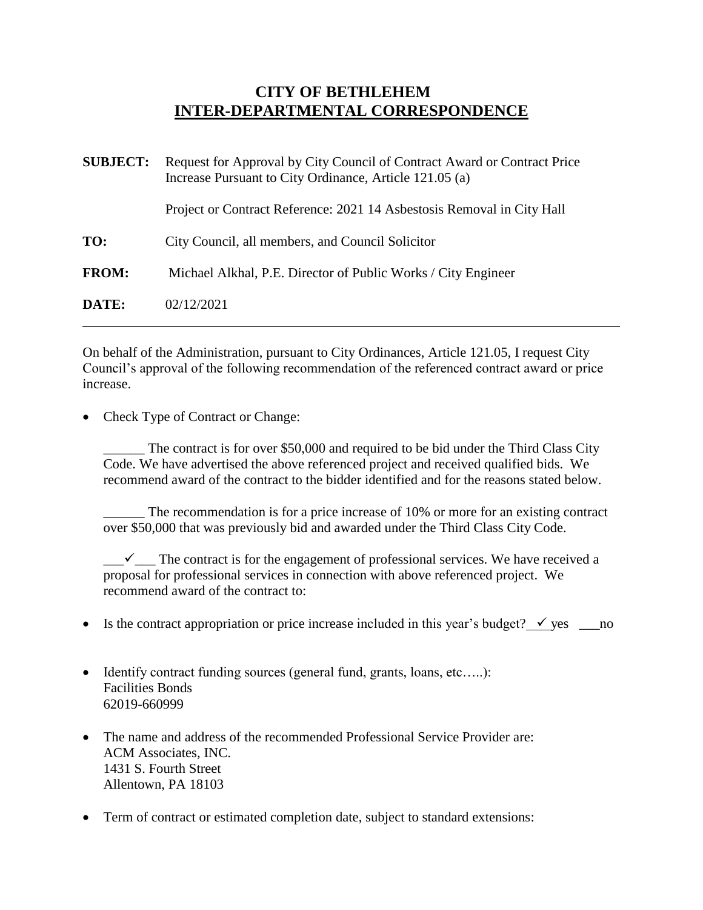# CITY OF BETHLEHEM
## INTER-DEPARTMENTAL CORRESPONDENCE

**SUBJECT:** Request for Approval by City Council of Contract Award or Contract Price Increase Pursuant to City Ordinance, Article 121.05 (a)

Project or Contract Reference: 2021 14 Asbestosis Removal in City Hall

**TO:** City Council, all members, and Council Solicitor

**FROM:** Michael Alkhal, P.E. Director of Public Works / City Engineer

**DATE:** 02/12/2021

---

On behalf of the Administration, pursuant to City Ordinances, Article 121.05, I request City Council's approval of the following recommendation of the referenced contract award or price increase.

- Check Type of Contract or Change:

  ______ The contract is for over $50,000 and required to be bid under the Third Class City Code. We have advertised the above referenced project and received qualified bids. We recommend award of the contract to the bidder identified and for the reasons stated below.

  ______ The recommendation is for a price increase of 10% or more for an existing contract over $50,000 that was previously bid and awarded under the Third Class City Code.

  ___✓___ The contract is for the engagement of professional services. We have received a proposal for professional services in connection with above referenced project. We recommend award of the contract to:

- Is the contract appropriation or price increase included in this year's budget? ✓ yes ___no

- Identify contract funding sources (general fund, grants, loans, etc…..):
  Facilities Bonds
  62019-660999

- The name and address of the recommended Professional Service Provider are:
  ACM Associates, INC.
  1431 S. Fourth Street
  Allentown, PA 18103

- Term of contract or estimated completion date, subject to standard extensions: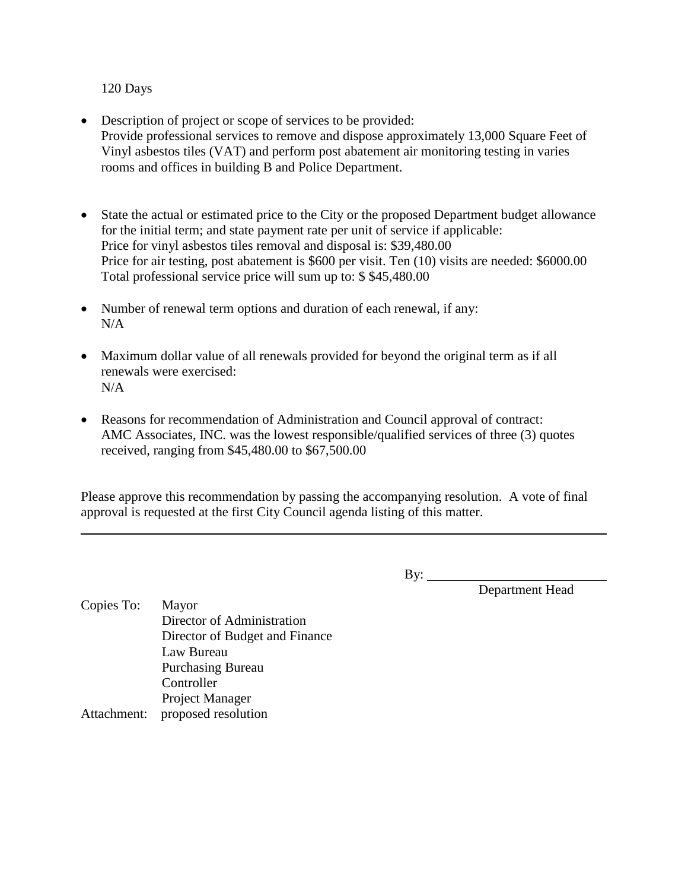120 Days

- Description of project or scope of services to be provided:
  Provide professional services to remove and dispose approximately 13,000 Square Feet of Vinyl asbestos tiles (VAT) and perform post abatement air monitoring testing in varies rooms and offices in building B and Police Department.

- State the actual or estimated price to the City or the proposed Department budget allowance for the initial term; and state payment rate per unit of service if applicable:
  Price for vinyl asbestos tiles removal and disposal is: $39,480.00
  Price for air testing, post abatement is $600 per visit. Ten (10) visits are needed: $6000.00
  Total professional service price will sum up to: $ $45,480.00

- Number of renewal term options and duration of each renewal, if any:
  N/A

- Maximum dollar value of all renewals provided for beyond the original term as if all renewals were exercised:
  N/A

- Reasons for recommendation of Administration and Council approval of contract:
  AMC Associates, INC. was the lowest responsible/qualified services of three (3) quotes received, ranging from $45,480.00 to $67,500.00

Please approve this recommendation by passing the accompanying resolution. A vote of final approval is requested at the first City Council agenda listing of this matter.

---

By: ___________________________
Department Head

Copies To: Mayor
Director of Administration
Director of Budget and Finance
Law Bureau
Purchasing Bureau
Controller
Project Manager

Attachment: proposed resolution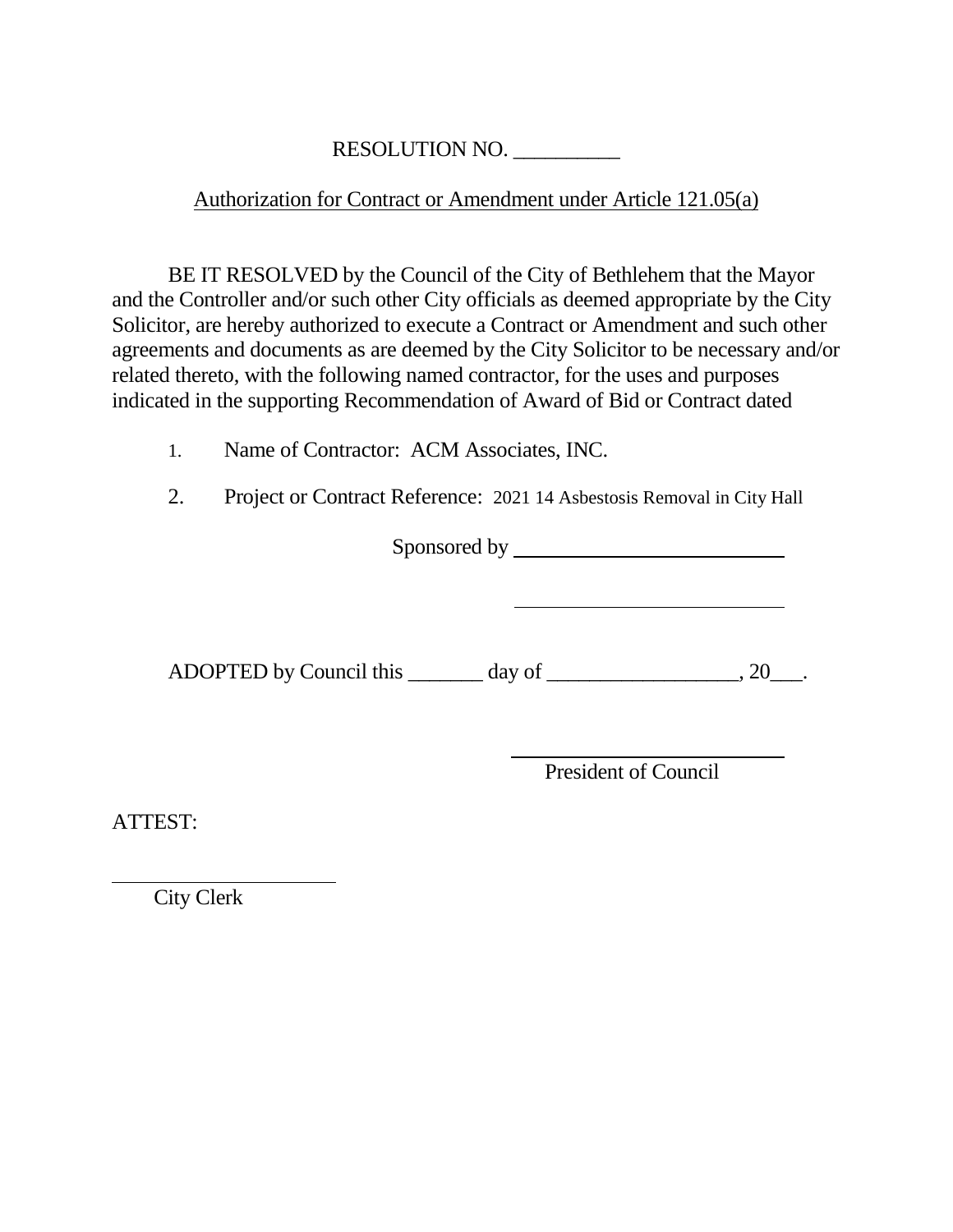RESOLUTION NO. __________

<u>Authorization for Contract or Amendment under Article 121.05(a)</u>

BE IT RESOLVED by the Council of the City of Bethlehem that the Mayor and the Controller and/or such other City officials as deemed appropriate by the City Solicitor, are hereby authorized to execute a Contract or Amendment and such other agreements and documents as are deemed by the City Solicitor to be necessary and/or related thereto, with the following named contractor, for the uses and purposes indicated in the supporting Recommendation of Award of Bid or Contract dated

1. Name of Contractor: ACM Associates, INC.

2. Project or Contract Reference: 2021 14 Asbestosis Removal in City Hall

Sponsored by ____________________________

____________________________

ADOPTED by Council this _______ day of __________________, 20___.

____________________________

President of Council

ATTEST:

______________________

City Clerk